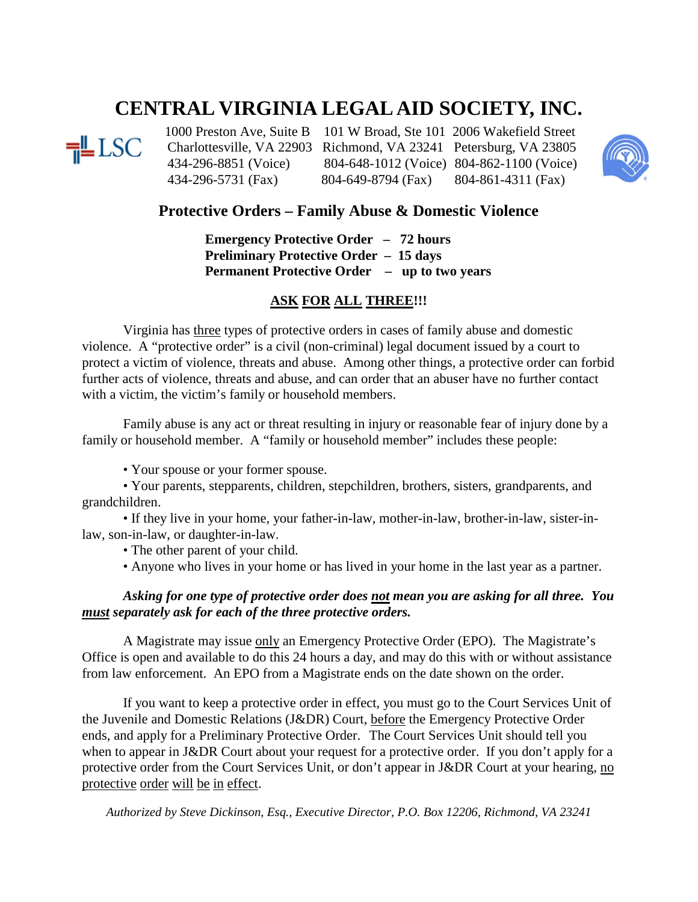# CENTRAL VIRGINIA LEGAL AID SOCIETY, INC.

| | | |
|---|---|---|
| 1000 Preston Ave, Suite B | 101 W Broad, Ste 101 | 2006 Wakefield Street |
| Charlottesville, VA 22903 | Richmond, VA 23241 | Petersburg, VA 23805 |
| 434-296-8851 (Voice) | 804-648-1012 (Voice) | 804-862-1100 (Voice) |
| 434-296-5731 (Fax) | 804-649-8794 (Fax) | 804-861-4311 (Fax) |

## Protective Orders – Family Abuse & Domestic Violence

**Emergency Protective Order – 72 hours**
**Preliminary Protective Order – 15 days**
**Permanent Protective Order – up to two years**

**ASK FOR ALL THREE!!!**

Virginia has three types of protective orders in cases of family abuse and domestic violence. A "protective order" is a civil (non-criminal) legal document issued by a court to protect a victim of violence, threats and abuse. Among other things, a protective order can forbid further acts of violence, threats and abuse, and can order that an abuser have no further contact with a victim, the victim's family or household members.

Family abuse is any act or threat resulting in injury or reasonable fear of injury done by a family or household member. A "family or household member" includes these people:

- Your spouse or your former spouse.
- Your parents, stepparents, children, stepchildren, brothers, sisters, grandparents, and grandchildren.
- If they live in your home, your father-in-law, mother-in-law, brother-in-law, sister-in-law, son-in-law, or daughter-in-law.
- The other parent of your child.
- Anyone who lives in your home or has lived in your home in the last year as a partner.

***Asking for one type of protective order does not mean you are asking for all three. You must separately ask for each of the three protective orders.***

A Magistrate may issue only an Emergency Protective Order (EPO). The Magistrate's Office is open and available to do this 24 hours a day, and may do this with or without assistance from law enforcement. An EPO from a Magistrate ends on the date shown on the order.

If you want to keep a protective order in effect, you must go to the Court Services Unit of the Juvenile and Domestic Relations (J&DR) Court, before the Emergency Protective Order ends, and apply for a Preliminary Protective Order. The Court Services Unit should tell you when to appear in J&DR Court about your request for a protective order. If you don't apply for a protective order from the Court Services Unit, or don't appear in J&DR Court at your hearing, no protective order will be in effect.

*Authorized by Steve Dickinson, Esq., Executive Director, P.O. Box 12206, Richmond, VA 23241*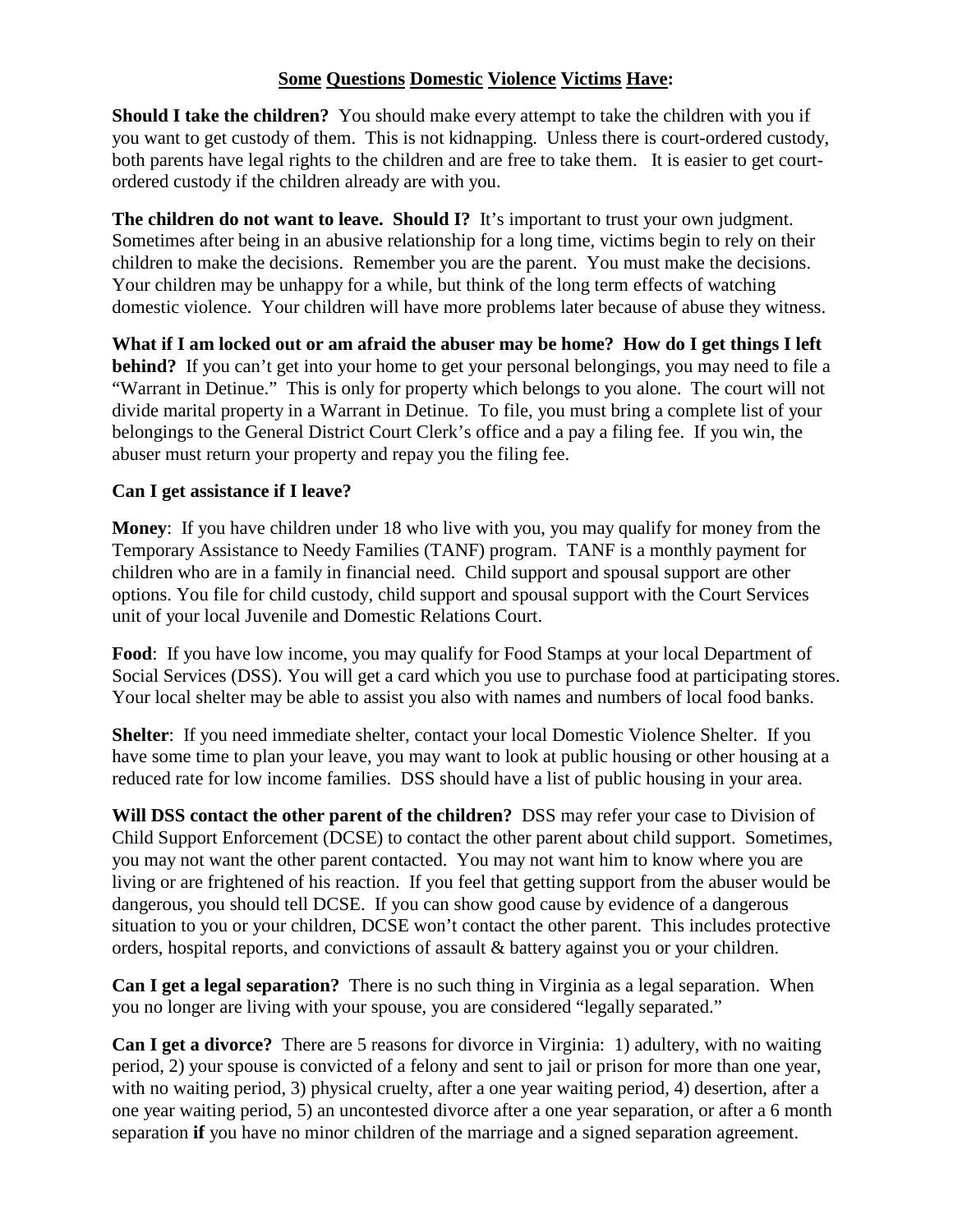## **Some Questions Domestic Violence Victims Have:**

**Should I take the children?** You should make every attempt to take the children with you if you want to get custody of them. This is not kidnapping. Unless there is court-ordered custody, both parents have legal rights to the children and are free to take them. It is easier to get court-ordered custody if the children already are with you.

**The children do not want to leave. Should I?** It's important to trust your own judgment. Sometimes after being in an abusive relationship for a long time, victims begin to rely on their children to make the decisions. Remember you are the parent. You must make the decisions. Your children may be unhappy for a while, but think of the long term effects of watching domestic violence. Your children will have more problems later because of abuse they witness.

**What if I am locked out or am afraid the abuser may be home? How do I get things I left behind?** If you can't get into your home to get your personal belongings, you may need to file a "Warrant in Detinue." This is only for property which belongs to you alone. The court will not divide marital property in a Warrant in Detinue. To file, you must bring a complete list of your belongings to the General District Court Clerk's office and a pay a filing fee. If you win, the abuser must return your property and repay you the filing fee.

**Can I get assistance if I leave?**

**Money**: If you have children under 18 who live with you, you may qualify for money from the Temporary Assistance to Needy Families (TANF) program. TANF is a monthly payment for children who are in a family in financial need. Child support and spousal support are other options. You file for child custody, child support and spousal support with the Court Services unit of your local Juvenile and Domestic Relations Court.

**Food**: If you have low income, you may qualify for Food Stamps at your local Department of Social Services (DSS). You will get a card which you use to purchase food at participating stores. Your local shelter may be able to assist you also with names and numbers of local food banks.

**Shelter**: If you need immediate shelter, contact your local Domestic Violence Shelter. If you have some time to plan your leave, you may want to look at public housing or other housing at a reduced rate for low income families. DSS should have a list of public housing in your area.

**Will DSS contact the other parent of the children?** DSS may refer your case to Division of Child Support Enforcement (DCSE) to contact the other parent about child support. Sometimes, you may not want the other parent contacted. You may not want him to know where you are living or are frightened of his reaction. If you feel that getting support from the abuser would be dangerous, you should tell DCSE. If you can show good cause by evidence of a dangerous situation to you or your children, DCSE won't contact the other parent. This includes protective orders, hospital reports, and convictions of assault & battery against you or your children.

**Can I get a legal separation?** There is no such thing in Virginia as a legal separation. When you no longer are living with your spouse, you are considered "legally separated."

**Can I get a divorce?** There are 5 reasons for divorce in Virginia: 1) adultery, with no waiting period, 2) your spouse is convicted of a felony and sent to jail or prison for more than one year, with no waiting period, 3) physical cruelty, after a one year waiting period, 4) desertion, after a one year waiting period, 5) an uncontested divorce after a one year separation, or after a 6 month separation **if** you have no minor children of the marriage and a signed separation agreement.